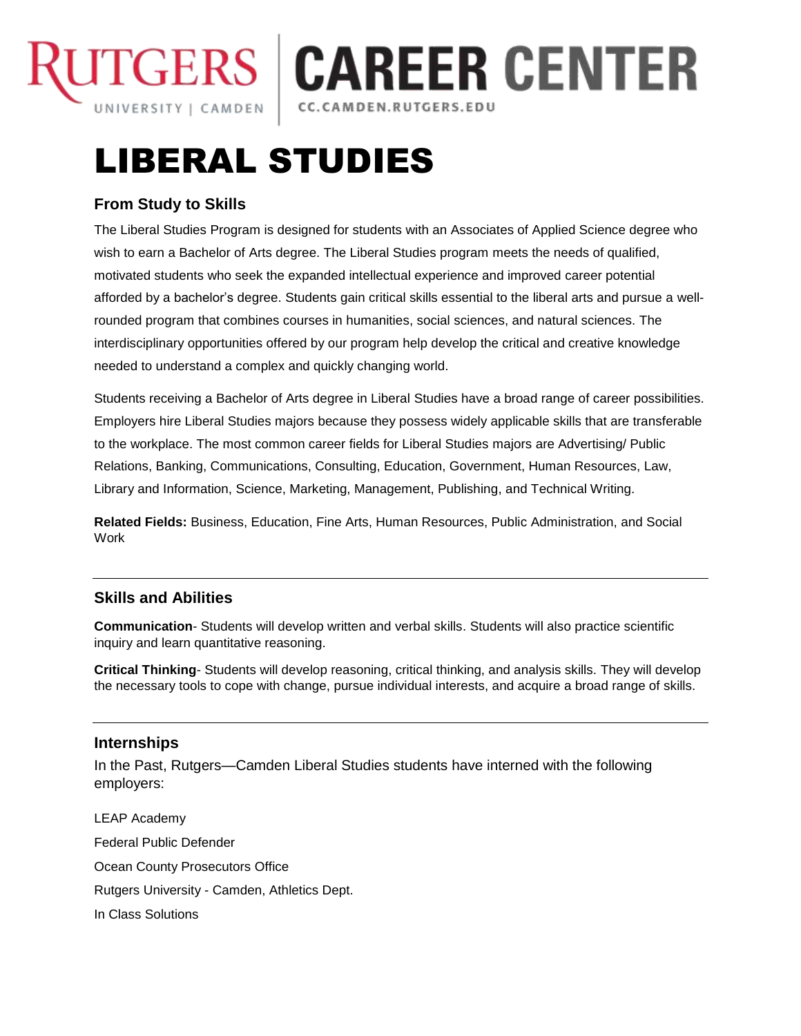RUTGERS UNIVERSITY | CAMDEN | CAREER CENTER CC.CAMDEN.RUTGERS.EDU

# LIBERAL STUDIES

## From Study to Skills

The Liberal Studies Program is designed for students with an Associates of Applied Science degree who wish to earn a Bachelor of Arts degree. The Liberal Studies program meets the needs of qualified, motivated students who seek the expanded intellectual experience and improved career potential afforded by a bachelor's degree. Students gain critical skills essential to the liberal arts and pursue a well-rounded program that combines courses in humanities, social sciences, and natural sciences. The interdisciplinary opportunities offered by our program help develop the critical and creative knowledge needed to understand a complex and quickly changing world.

Students receiving a Bachelor of Arts degree in Liberal Studies have a broad range of career possibilities. Employers hire Liberal Studies majors because they possess widely applicable skills that are transferable to the workplace. The most common career fields for Liberal Studies majors are Advertising/ Public Relations, Banking, Communications, Consulting, Education, Government, Human Resources, Law, Library and Information, Science, Marketing, Management, Publishing, and Technical Writing.

**Related Fields:** Business, Education, Fine Arts, Human Resources, Public Administration, and Social Work

---

## Skills and Abilities

**Communication**- Students will develop written and verbal skills. Students will also practice scientific inquiry and learn quantitative reasoning.

**Critical Thinking**- Students will develop reasoning, critical thinking, and analysis skills. They will develop the necessary tools to cope with change, pursue individual interests, and acquire a broad range of skills.

---

## Internships

In the Past, Rutgers—Camden Liberal Studies students have interned with the following employers:

LEAP Academy

Federal Public Defender

Ocean County Prosecutors Office

Rutgers University - Camden, Athletics Dept.

In Class Solutions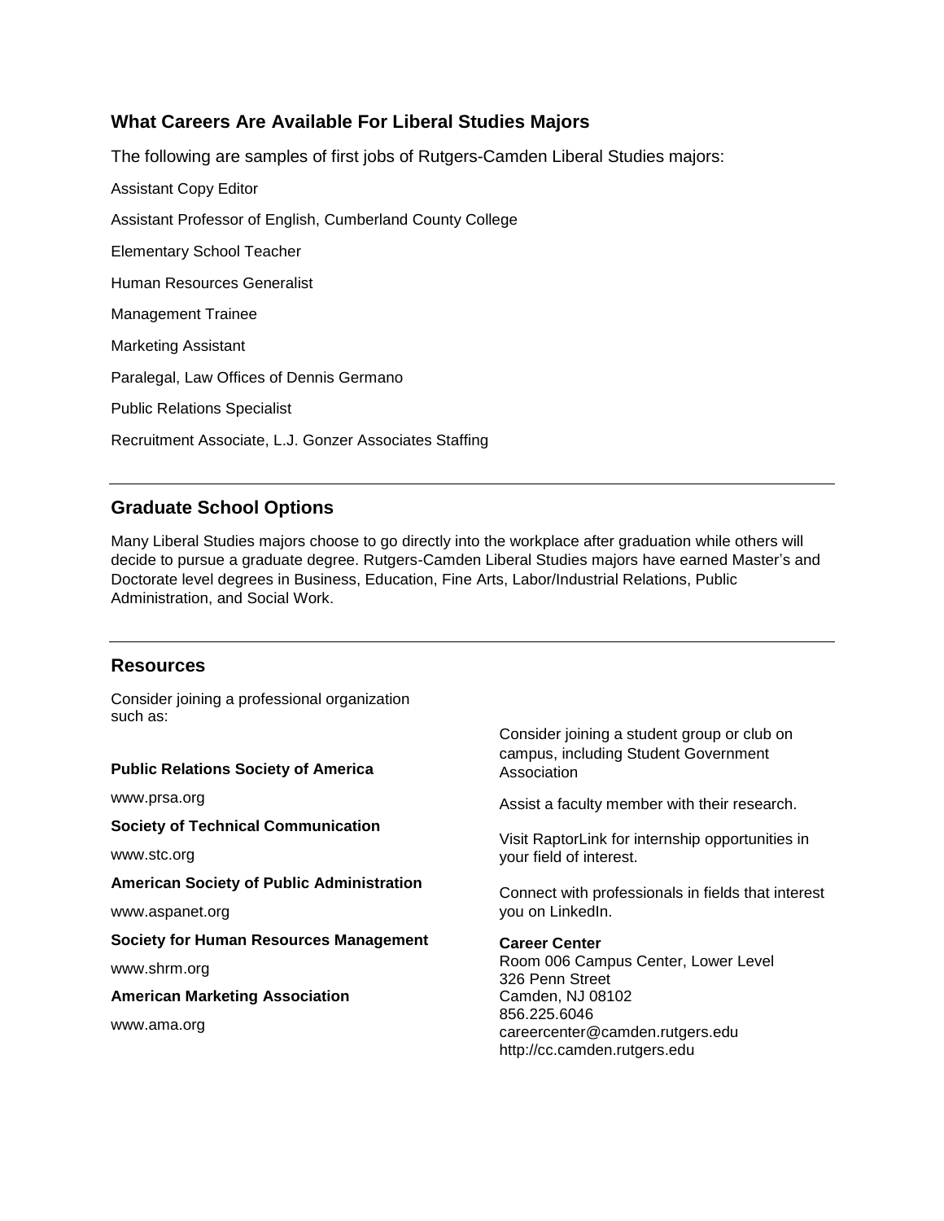## What Careers Are Available For Liberal Studies Majors

The following are samples of first jobs of Rutgers-Camden Liberal Studies majors:

Assistant Copy Editor

Assistant Professor of English, Cumberland County College

Elementary School Teacher

Human Resources Generalist

Management Trainee

Marketing Assistant

Paralegal, Law Offices of Dennis Germano

Public Relations Specialist

Recruitment Associate, L.J. Gonzer Associates Staffing

---

## Graduate School Options

Many Liberal Studies majors choose to go directly into the workplace after graduation while others will decide to pursue a graduate degree. Rutgers-Camden Liberal Studies majors have earned Master's and Doctorate level degrees in Business, Education, Fine Arts, Labor/Industrial Relations, Public Administration, and Social Work.

---

## Resources

Consider joining a professional organization such as:

**Public Relations Society of America**

www.prsa.org

**Society of Technical Communication**

www.stc.org

**American Society of Public Administration**

www.aspanet.org

**Society for Human Resources Management**

www.shrm.org

**American Marketing Association**

www.ama.org

Consider joining a student group or club on campus, including Student Government Association

Assist a faculty member with their research.

Visit RaptorLink for internship opportunities in your field of interest.

Connect with professionals in fields that interest you on LinkedIn.

**Career Center**
Room 006 Campus Center, Lower Level
326 Penn Street
Camden, NJ 08102
856.225.6046
careercenter@camden.rutgers.edu
http://cc.camden.rutgers.edu